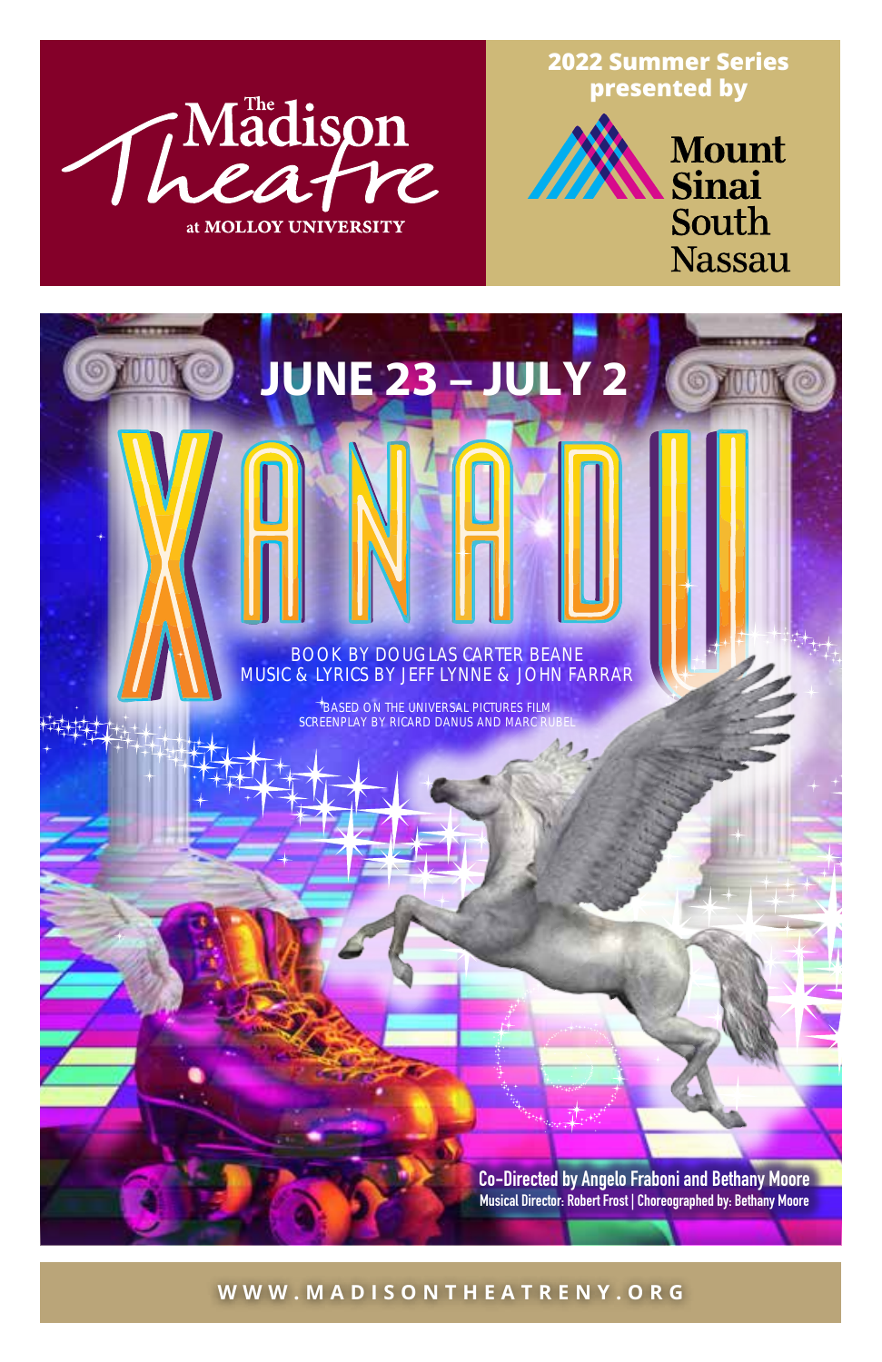The Madison Theatre at MOLLOY UNIVERSITY

**2022 Summer Series presented by**

Mount Sinai South Nassau

# JUNE 23 – JULY 2

# XANADU

BOOK BY DOUGLAS CARTER BEANE
MUSIC & LYRICS BY JEFF LYNNE & JOHN FARRAR

BASED ON THE UNIVERSAL PICTURES FILM
SCREENPLAY BY RICARD DANUS AND MARC RUBEL

**Co-Directed by Angelo Fraboni and Bethany Moore**
**Musical Director: Robert Frost | Choreographed by: Bethany Moore**

WWW.MADISONTHEATRENY.ORG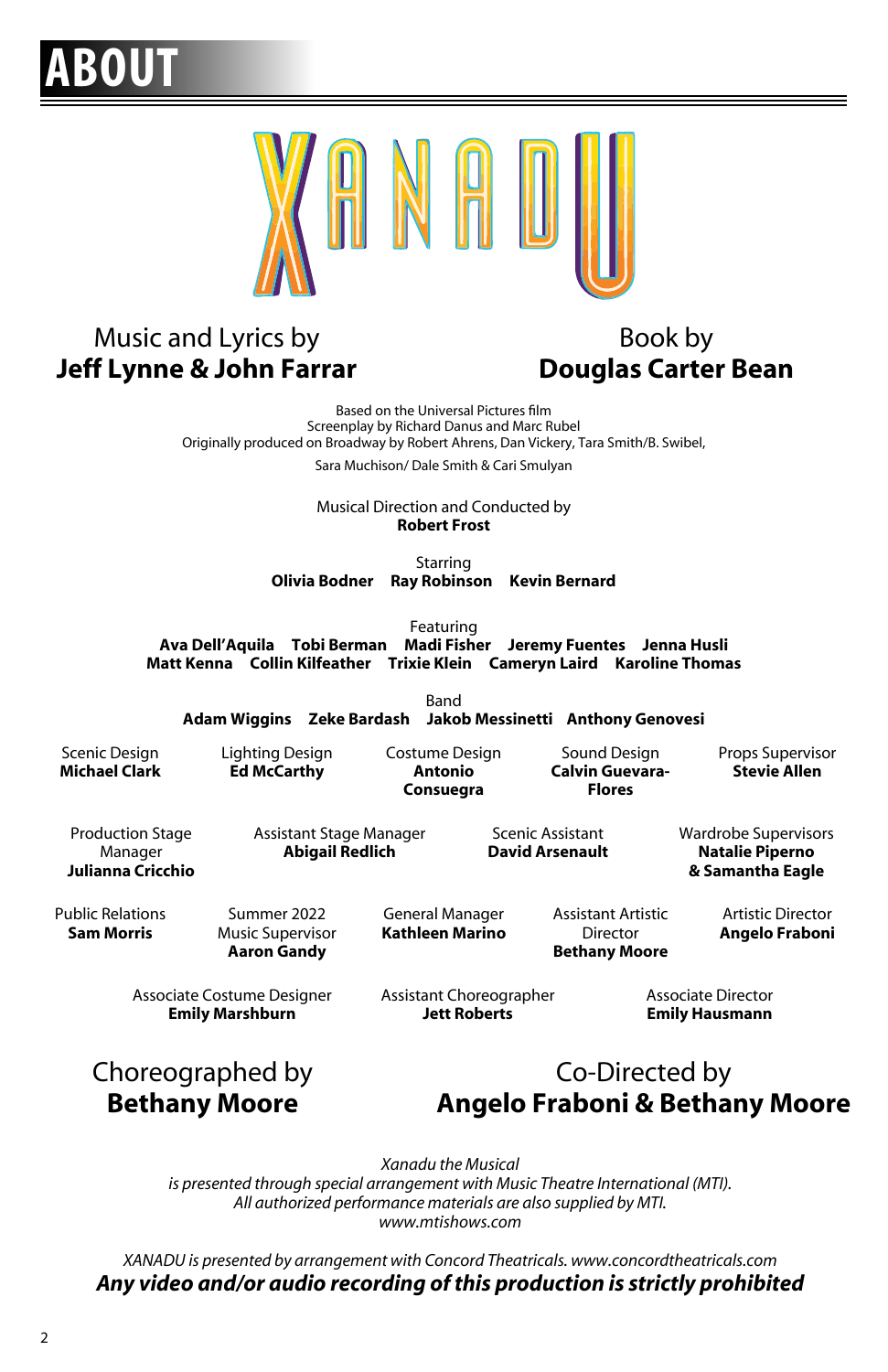# ABOUT

# XANADU

Music and Lyrics by
**Jeff Lynne & John Farrar**

Book by
**Douglas Carter Bean**

Based on the Universal Pictures film
Screenplay by Richard Danus and Marc Rubel
Originally produced on Broadway by Robert Ahrens, Dan Vickery, Tara Smith/B. Swibel,
Sara Muchison/ Dale Smith & Cari Smulyan

Musical Direction and Conducted by
**Robert Frost**

Starring
**Olivia Bodner Ray Robinson Kevin Bernard**

Featuring
**Ava Dell'Aquila Tobi Berman Madi Fisher Jeremy Fuentes Jenna Husli**
**Matt Kenna Collin Kilfeather Trixie Klein Cameryn Laird Karoline Thomas**

Band
**Adam Wiggins Zeke Bardash Jakob Messinetti Anthony Genovesi**

Scenic Design
**Michael Clark**

Lighting Design
**Ed McCarthy**

Costume Design
**Antonio Consuegra**

Sound Design
**Calvin Guevara-Flores**

Props Supervisor
**Stevie Allen**

Production Stage Manager
**Julianna Cricchio**

Assistant Stage Manager
**Abigail Redlich**

Scenic Assistant
**David Arsenault**

Wardrobe Supervisors
**Natalie Piperno & Samantha Eagle**

Public Relations
**Sam Morris**

Summer 2022 Music Supervisor
**Aaron Gandy**

General Manager
**Kathleen Marino**

Assistant Artistic Director
**Bethany Moore**

Artistic Director
**Angelo Fraboni**

Associate Costume Designer
**Emily Marshburn**

Assistant Choreographer
**Jett Roberts**

Associate Director
**Emily Hausmann**

Choreographed by
**Bethany Moore**

Co-Directed by
**Angelo Fraboni & Bethany Moore**

*Xanadu the Musical*
*is presented through special arrangement with Music Theatre International (MTI).*
*All authorized performance materials are also supplied by MTI.*
*www.mtishows.com*

*XANADU is presented by arrangement with Concord Theatricals. www.concordtheatricals.com*

***Any video and/or audio recording of this production is strictly prohibited***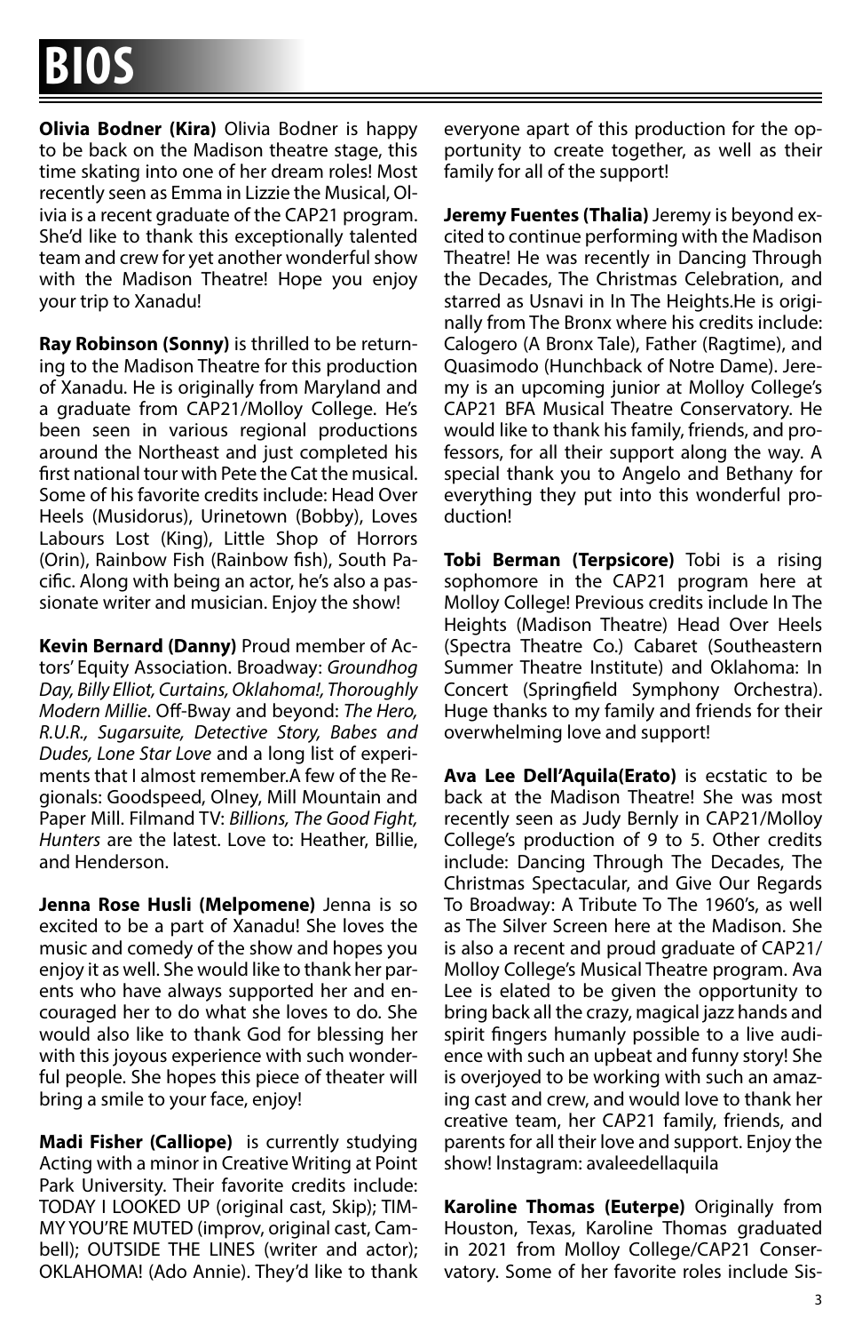# BIOS

**Olivia Bodner (Kira)** Olivia Bodner is happy to be back on the Madison theatre stage, this time skating into one of her dream roles! Most recently seen as Emma in Lizzie the Musical, Olivia is a recent graduate of the CAP21 program. She'd like to thank this exceptionally talented team and crew for yet another wonderful show with the Madison Theatre! Hope you enjoy your trip to Xanadu!

**Ray Robinson (Sonny)** is thrilled to be returning to the Madison Theatre for this production of Xanadu. He is originally from Maryland and a graduate from CAP21/Molloy College. He's been seen in various regional productions around the Northeast and just completed his first national tour with Pete the Cat the musical. Some of his favorite credits include: Head Over Heels (Musidorus), Urinetown (Bobby), Loves Labours Lost (King), Little Shop of Horrors (Orin), Rainbow Fish (Rainbow fish), South Pacific. Along with being an actor, he's also a passionate writer and musician. Enjoy the show!

**Kevin Bernard (Danny)** Proud member of Actors' Equity Association. Broadway: *Groundhog Day, Billy Elliot, Curtains, Oklahoma!, Thoroughly Modern Millie*. Off-Bway and beyond: *The Hero, R.U.R., Sugarsuite, Detective Story, Babes and Dudes, Lone Star Love* and a long list of experiments that I almost remember.A few of the Regionals: Goodspeed, Olney, Mill Mountain and Paper Mill. Filmand TV: *Billions, The Good Fight, Hunters* are the latest. Love to: Heather, Billie, and Henderson.

**Jenna Rose Husli (Melpomene)** Jenna is so excited to be a part of Xanadu! She loves the music and comedy of the show and hopes you enjoy it as well. She would like to thank her parents who have always supported her and encouraged her to do what she loves to do. She would also like to thank God for blessing her with this joyous experience with such wonderful people. She hopes this piece of theater will bring a smile to your face, enjoy!

**Madi Fisher (Calliope)** is currently studying Acting with a minor in Creative Writing at Point Park University. Their favorite credits include: TODAY I LOOKED UP (original cast, Skip); TIMMY YOU'RE MUTED (improv, original cast, Cambell); OUTSIDE THE LINES (writer and actor); OKLAHOMA! (Ado Annie). They'd like to thank everyone apart of this production for the opportunity to create together, as well as their family for all of the support!

**Jeremy Fuentes (Thalia)** Jeremy is beyond excited to continue performing with the Madison Theatre! He was recently in Dancing Through the Decades, The Christmas Celebration, and starred as Usnavi in In The Heights.He is originally from The Bronx where his credits include: Calogero (A Bronx Tale), Father (Ragtime), and Quasimodo (Hunchback of Notre Dame). Jeremy is an upcoming junior at Molloy College's CAP21 BFA Musical Theatre Conservatory. He would like to thank his family, friends, and professors, for all their support along the way. A special thank you to Angelo and Bethany for everything they put into this wonderful production!

**Tobi Berman (Terpsicore)** Tobi is a rising sophomore in the CAP21 program here at Molloy College! Previous credits include In The Heights (Madison Theatre) Head Over Heels (Spectra Theatre Co.) Cabaret (Southeastern Summer Theatre Institute) and Oklahoma: In Concert (Springfield Symphony Orchestra). Huge thanks to my family and friends for their overwhelming love and support!

**Ava Lee Dell'Aquila(Erato)** is ecstatic to be back at the Madison Theatre! She was most recently seen as Judy Bernly in CAP21/Molloy College's production of 9 to 5. Other credits include: Dancing Through The Decades, The Christmas Spectacular, and Give Our Regards To Broadway: A Tribute To The 1960's, as well as The Silver Screen here at the Madison. She is also a recent and proud graduate of CAP21/ Molloy College's Musical Theatre program. Ava Lee is elated to be given the opportunity to bring back all the crazy, magical jazz hands and spirit fingers humanly possible to a live audience with such an upbeat and funny story! She is overjoyed to be working with such an amazing cast and crew, and would love to thank her creative team, her CAP21 family, friends, and parents for all their love and support. Enjoy the show! Instagram: avaleedellaquila

**Karoline Thomas (Euterpe)** Originally from Houston, Texas, Karoline Thomas graduated in 2021 from Molloy College/CAP21 Conservatory. Some of her favorite roles include Sis-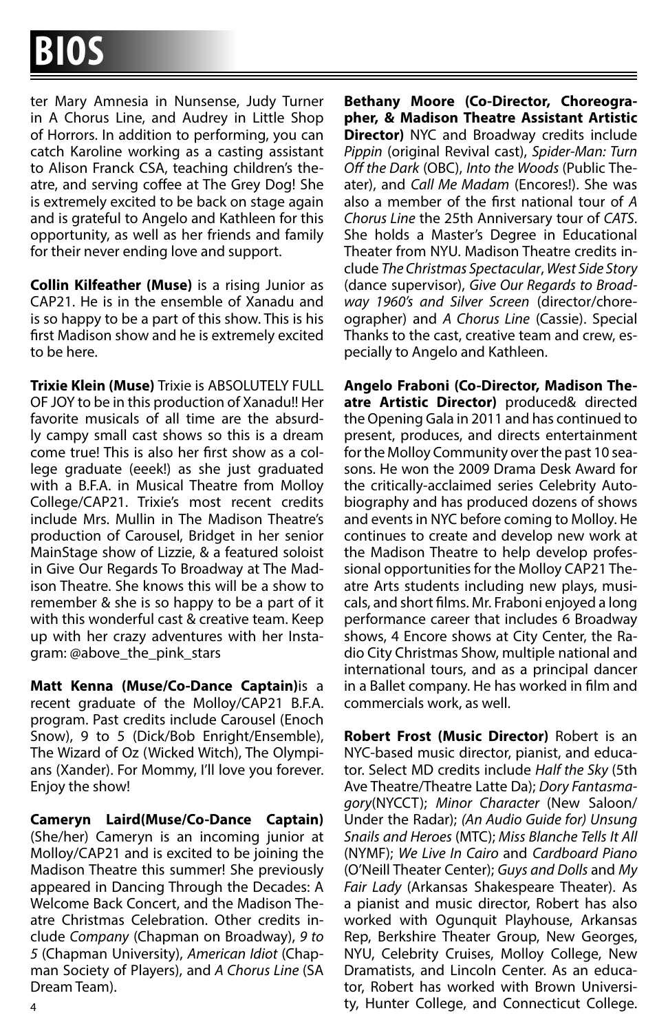# BIOS

ter Mary Amnesia in Nunsense, Judy Turner in A Chorus Line, and Audrey in Little Shop of Horrors. In addition to performing, you can catch Karoline working as a casting assistant to Alison Franck CSA, teaching children's theatre, and serving coffee at The Grey Dog! She is extremely excited to be back on stage again and is grateful to Angelo and Kathleen for this opportunity, as well as her friends and family for their never ending love and support.

**Collin Kilfeather (Muse)** is a rising Junior as CAP21. He is in the ensemble of Xanadu and is so happy to be a part of this show. This is his first Madison show and he is extremely excited to be here.

**Trixie Klein (Muse)** Trixie is ABSOLUTELY FULL OF JOY to be in this production of Xanadu!! Her favorite musicals of all time are the absurdly campy small cast shows so this is a dream come true! This is also her first show as a college graduate (eeek!) as she just graduated with a B.F.A. in Musical Theatre from Molloy College/CAP21. Trixie's most recent credits include Mrs. Mullin in The Madison Theatre's production of Carousel, Bridget in her senior MainStage show of Lizzie, & a featured soloist in Give Our Regards To Broadway at The Madison Theatre. She knows this will be a show to remember & she is so happy to be a part of it with this wonderful cast & creative team. Keep up with her crazy adventures with her Instagram: @above_the_pink_stars

**Matt Kenna (Muse/Co-Dance Captain)**is a recent graduate of the Molloy/CAP21 B.F.A. program. Past credits include Carousel (Enoch Snow), 9 to 5 (Dick/Bob Enright/Ensemble), The Wizard of Oz (Wicked Witch), The Olympians (Xander). For Mommy, I'll love you forever. Enjoy the show!

**Cameryn Laird(Muse/Co-Dance Captain)** (She/her) Cameryn is an incoming junior at Molloy/CAP21 and is excited to be joining the Madison Theatre this summer! She previously appeared in Dancing Through the Decades: A Welcome Back Concert, and the Madison Theatre Christmas Celebration. Other credits include *Company* (Chapman on Broadway), *9 to 5* (Chapman University), *American Idiot* (Chapman Society of Players), and *A Chorus Line* (SA Dream Team).

**Bethany Moore (Co-Director, Choreographer, & Madison Theatre Assistant Artistic Director)** NYC and Broadway credits include *Pippin* (original Revival cast), *Spider-Man: Turn Off the Dark* (OBC), *Into the Woods* (Public Theater), and *Call Me Madam* (Encores!). She was also a member of the first national tour of *A Chorus Line* the 25th Anniversary tour of *CATS*. She holds a Master's Degree in Educational Theater from NYU. Madison Theatre credits include *The Christmas Spectacular*, *West Side Story* (dance supervisor), *Give Our Regards to Broadway 1960's and Silver Screen* (director/choreographer) and *A Chorus Line* (Cassie). Special Thanks to the cast, creative team and crew, especially to Angelo and Kathleen.

**Angelo Fraboni (Co-Director, Madison Theatre Artistic Director)** produced& directed the Opening Gala in 2011 and has continued to present, produces, and directs entertainment for the Molloy Community over the past 10 seasons. He won the 2009 Drama Desk Award for the critically-acclaimed series Celebrity Autobiography and has produced dozens of shows and events in NYC before coming to Molloy. He continues to create and develop new work at the Madison Theatre to help develop professional opportunities for the Molloy CAP21 Theatre Arts students including new plays, musicals, and short films. Mr. Fraboni enjoyed a long performance career that includes 6 Broadway shows, 4 Encore shows at City Center, the Radio City Christmas Show, multiple national and international tours, and as a principal dancer in a Ballet company. He has worked in film and commercials work, as well.

**Robert Frost (Music Director)** Robert is an NYC-based music director, pianist, and educator. Select MD credits include *Half the Sky* (5th Ave Theatre/Theatre Latte Da); *Dory Fantasmagory*(NYCCT); *Minor Character* (New Saloon/Under the Radar); *(An Audio Guide for) Unsung Snails and Heroes* (MTC); *Miss Blanche Tells It All* (NYMF); *We Live In Cairo* and *Cardboard Piano* (O'Neill Theater Center); *Guys and Dolls* and *My Fair Lady* (Arkansas Shakespeare Theater). As a pianist and music director, Robert has also worked with Ogunquit Playhouse, Arkansas Rep, Berkshire Theater Group, New Georges, NYU, Celebrity Cruises, Molloy College, New Dramatists, and Lincoln Center. As an educator, Robert has worked with Brown University, Hunter College, and Connecticut College.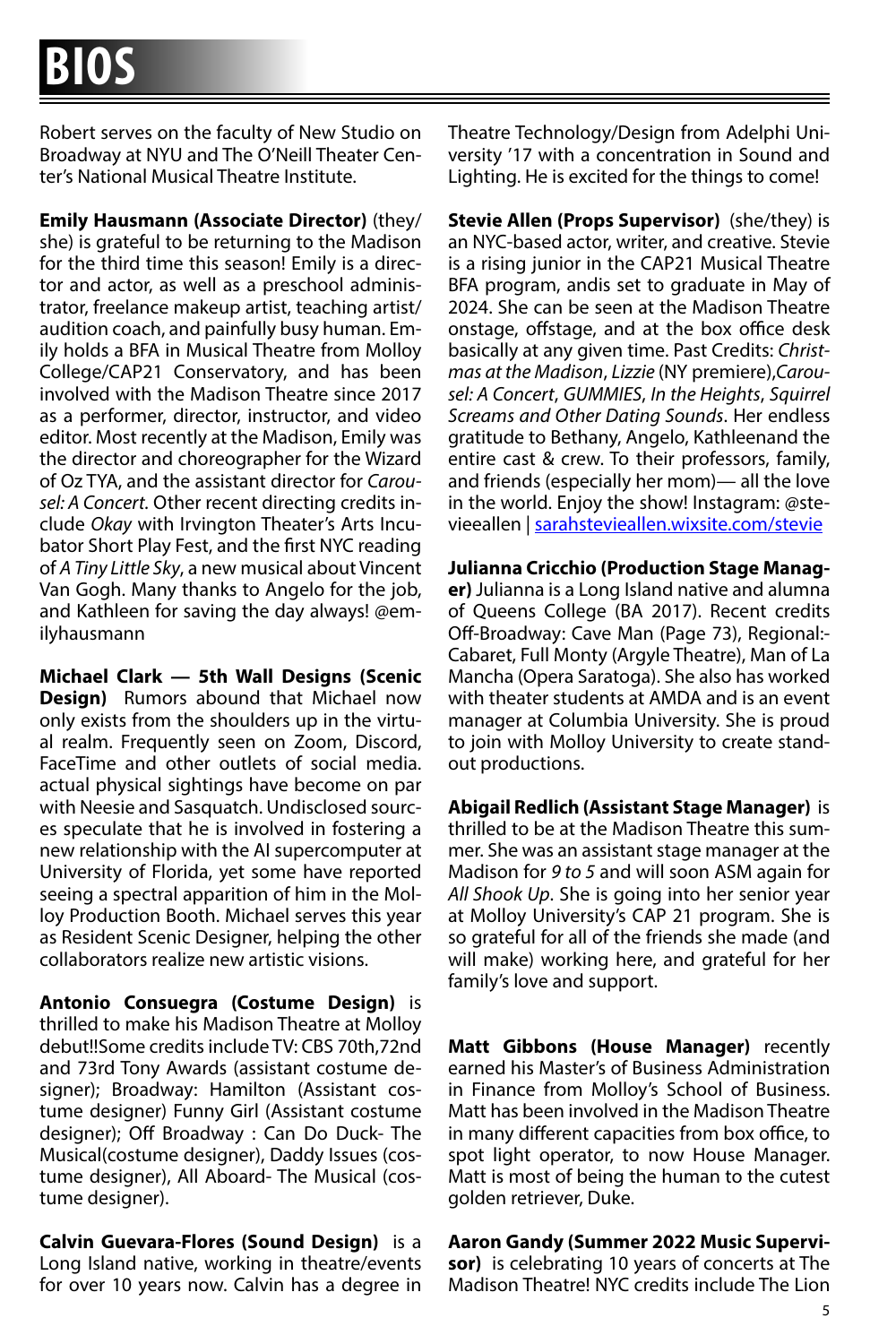# BIOS

Robert serves on the faculty of New Studio on Broadway at NYU and The O'Neill Theater Center's National Musical Theatre Institute.

**Emily Hausmann (Associate Director)** (they/she) is grateful to be returning to the Madison for the third time this season! Emily is a director and actor, as well as a preschool administrator, freelance makeup artist, teaching artist/audition coach, and painfully busy human. Emily holds a BFA in Musical Theatre from Molloy College/CAP21 Conservatory, and has been involved with the Madison Theatre since 2017 as a performer, director, instructor, and video editor. Most recently at the Madison, Emily was the director and choreographer for the Wizard of Oz TYA, and the assistant director for *Carousel: A Concert*. Other recent directing credits include *Okay* with Irvington Theater's Arts Incubator Short Play Fest, and the first NYC reading of *A Tiny Little Sky*, a new musical about Vincent Van Gogh. Many thanks to Angelo for the job, and Kathleen for saving the day always! @emilyhausmann

**Michael Clark — 5th Wall Designs (Scenic Design)** Rumors abound that Michael now only exists from the shoulders up in the virtual realm. Frequently seen on Zoom, Discord, FaceTime and other outlets of social media. actual physical sightings have become on par with Neesie and Sasquatch. Undisclosed sources speculate that he is involved in fostering a new relationship with the AI supercomputer at University of Florida, yet some have reported seeing a spectral apparition of him in the Molloy Production Booth. Michael serves this year as Resident Scenic Designer, helping the other collaborators realize new artistic visions.

**Antonio Consuegra (Costume Design)** is thrilled to make his Madison Theatre at Molloy debut!!Some credits include TV: CBS 70th,72nd and 73rd Tony Awards (assistant costume designer); Broadway: Hamilton (Assistant costume designer) Funny Girl (Assistant costume designer); Off Broadway : Can Do Duck- The Musical(costume designer), Daddy Issues (costume designer), All Aboard- The Musical (costume designer).

**Calvin Guevara-Flores (Sound Design)** is a Long Island native, working in theatre/events for over 10 years now. Calvin has a degree in Theatre Technology/Design from Adelphi University '17 with a concentration in Sound and Lighting. He is excited for the things to come!

**Stevie Allen (Props Supervisor)** (she/they) is an NYC-based actor, writer, and creative. Stevie is a rising junior in the CAP21 Musical Theatre BFA program, andis set to graduate in May of 2024. She can be seen at the Madison Theatre onstage, offstage, and at the box office desk basically at any given time. Past Credits: *Christmas at the Madison*, *Lizzie* (NY premiere),*Carousel: A Concert*, *GUMMIES*, *In the Heights*, *Squirrel Screams and Other Dating Sounds*. Her endless gratitude to Bethany, Angelo, Kathleenand the entire cast & crew. To their professors, family, and friends (especially her mom)— all the love in the world. Enjoy the show! Instagram: @stevieeallen | sarahstevieallen.wixsite.com/stevie

**Julianna Cricchio (Production Stage Manager)** Julianna is a Long Island native and alumna of Queens College (BA 2017). Recent credits Off-Broadway: Cave Man (Page 73), Regional:-Cabaret, Full Monty (Argyle Theatre), Man of La Mancha (Opera Saratoga). She also has worked with theater students at AMDA and is an event manager at Columbia University. She is proud to join with Molloy University to create standout productions.

**Abigail Redlich (Assistant Stage Manager)** is thrilled to be at the Madison Theatre this summer. She was an assistant stage manager at the Madison for *9 to 5* and will soon ASM again for *All Shook Up*. She is going into her senior year at Molloy University's CAP 21 program. She is so grateful for all of the friends she made (and will make) working here, and grateful for her family's love and support.

**Matt Gibbons (House Manager)** recently earned his Master's of Business Administration in Finance from Molloy's School of Business. Matt has been involved in the Madison Theatre in many different capacities from box office, to spot light operator, to now House Manager. Matt is most of being the human to the cutest golden retriever, Duke.

**Aaron Gandy (Summer 2022 Music Supervisor)** is celebrating 10 years of concerts at The Madison Theatre! NYC credits include The Lion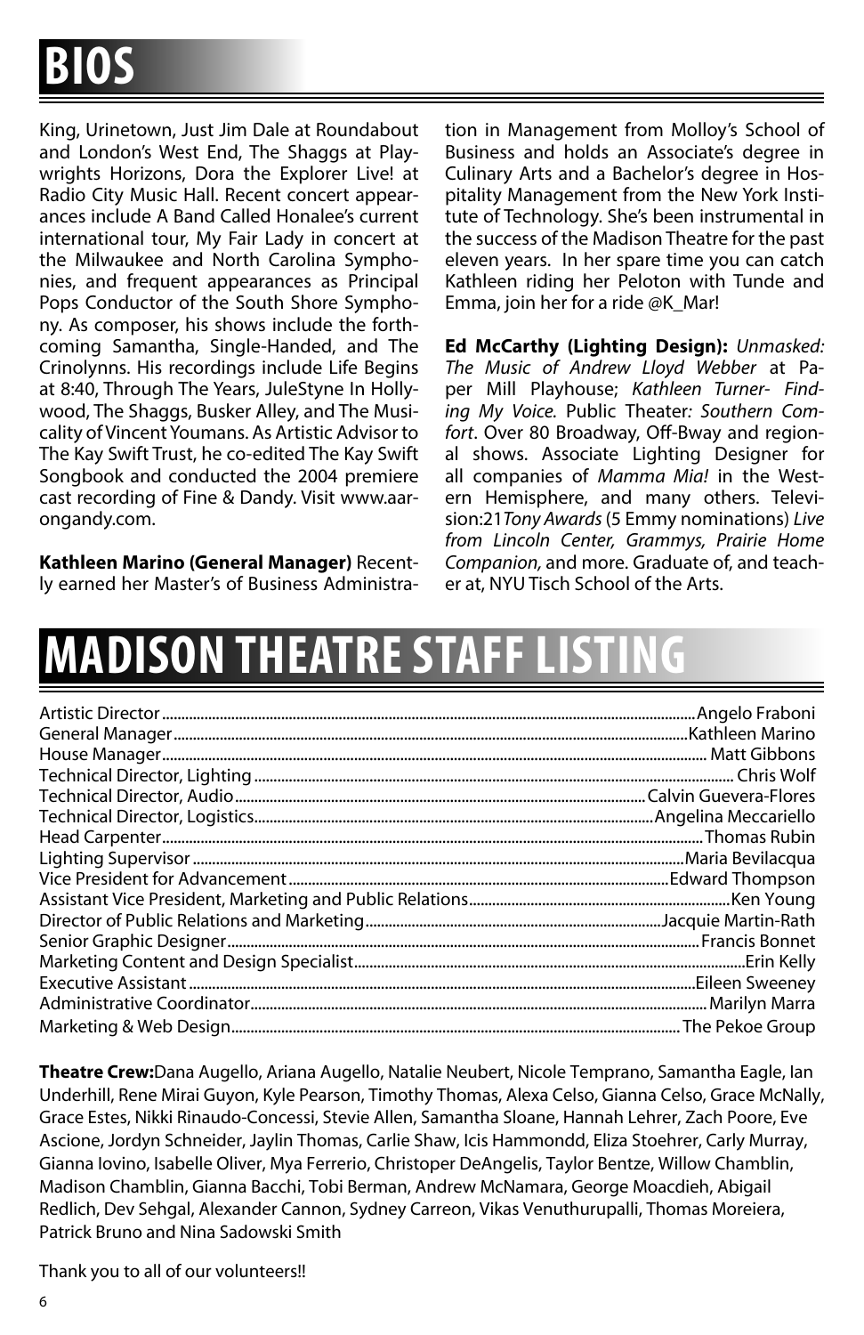# BIOS

King, Urinetown, Just Jim Dale at Roundabout and London's West End, The Shaggs at Playwrights Horizons, Dora the Explorer Live! at Radio City Music Hall. Recent concert appearances include A Band Called Honalee's current international tour, My Fair Lady in concert at the Milwaukee and North Carolina Symphonies, and frequent appearances as Principal Pops Conductor of the South Shore Symphony. As composer, his shows include the forthcoming Samantha, Single-Handed, and The Crinolynns. His recordings include Life Begins at 8:40, Through The Years, JuleStyne In Hollywood, The Shaggs, Busker Alley, and The Musicality of Vincent Youmans. As Artistic Advisor to The Kay Swift Trust, he co-edited The Kay Swift Songbook and conducted the 2004 premiere cast recording of Fine & Dandy. Visit www.aarongandy.com.

**Kathleen Marino (General Manager)** Recently earned her Master's of Business Administration in Management from Molloy's School of Business and holds an Associate's degree in Culinary Arts and a Bachelor's degree in Hospitality Management from the New York Institute of Technology. She's been instrumental in the success of the Madison Theatre for the past eleven years. In her spare time you can catch Kathleen riding her Peloton with Tunde and Emma, join her for a ride @K_Mar!

**Ed McCarthy (Lighting Design):** *Unmasked: The Music of Andrew Lloyd Webber* at Paper Mill Playhouse; *Kathleen Turner- Finding My Voice.* Public Theater*: Southern Comfort*. Over 80 Broadway, Off-Bway and regional shows. Associate Lighting Designer for all companies of *Mamma Mia!* in the Western Hemisphere, and many others. Television:21*Tony Awards* (5 Emmy nominations) *Live from Lincoln Center, Grammys, Prairie Home Companion,* and more. Graduate of, and teacher at, NYU Tisch School of the Arts.

# MADISON THEATRE STAFF LISTING

| | |
|---|---|
| Artistic Director | Angelo Fraboni |
| General Manager | Kathleen Marino |
| House Manager | Matt Gibbons |
| Technical Director, Lighting | Chris Wolf |
| Technical Director, Audio | Calvin Guevera-Flores |
| Technical Director, Logistics | Angelina Meccariello |
| Head Carpenter | Thomas Rubin |
| Lighting Supervisor | Maria Bevilacqua |
| Vice President for Advancement | Edward Thompson |
| Assistant Vice President, Marketing and Public Relations | Ken Young |
| Director of Public Relations and Marketing | Jacquie Martin-Rath |
| Senior Graphic Designer | Francis Bonnet |
| Marketing Content and Design Specialist | Erin Kelly |
| Executive Assistant | Eileen Sweeney |
| Administrative Coordinator | Marilyn Marra |
| Marketing & Web Design | The Pekoe Group |

**Theatre Crew:**Dana Augello, Ariana Augello, Natalie Neubert, Nicole Temprano, Samantha Eagle, Ian Underhill, Rene Mirai Guyon, Kyle Pearson, Timothy Thomas, Alexa Celso, Gianna Celso, Grace McNally, Grace Estes, Nikki Rinaudo-Concessi, Stevie Allen, Samantha Sloane, Hannah Lehrer, Zach Poore, Eve Ascione, Jordyn Schneider, Jaylin Thomas, Carlie Shaw, Icis Hammondd, Eliza Stoehrer, Carly Murray, Gianna Iovino, Isabelle Oliver, Mya Ferrerio, Christoper DeAngelis, Taylor Bentze, Willow Chamblin, Madison Chamblin, Gianna Bacchi, Tobi Berman, Andrew McNamara, George Moacdieh, Abigail Redlich, Dev Sehgal, Alexander Cannon, Sydney Carreon, Vikas Venuthurupalli, Thomas Moreiera, Patrick Bruno and Nina Sadowski Smith

Thank you to all of our volunteers!!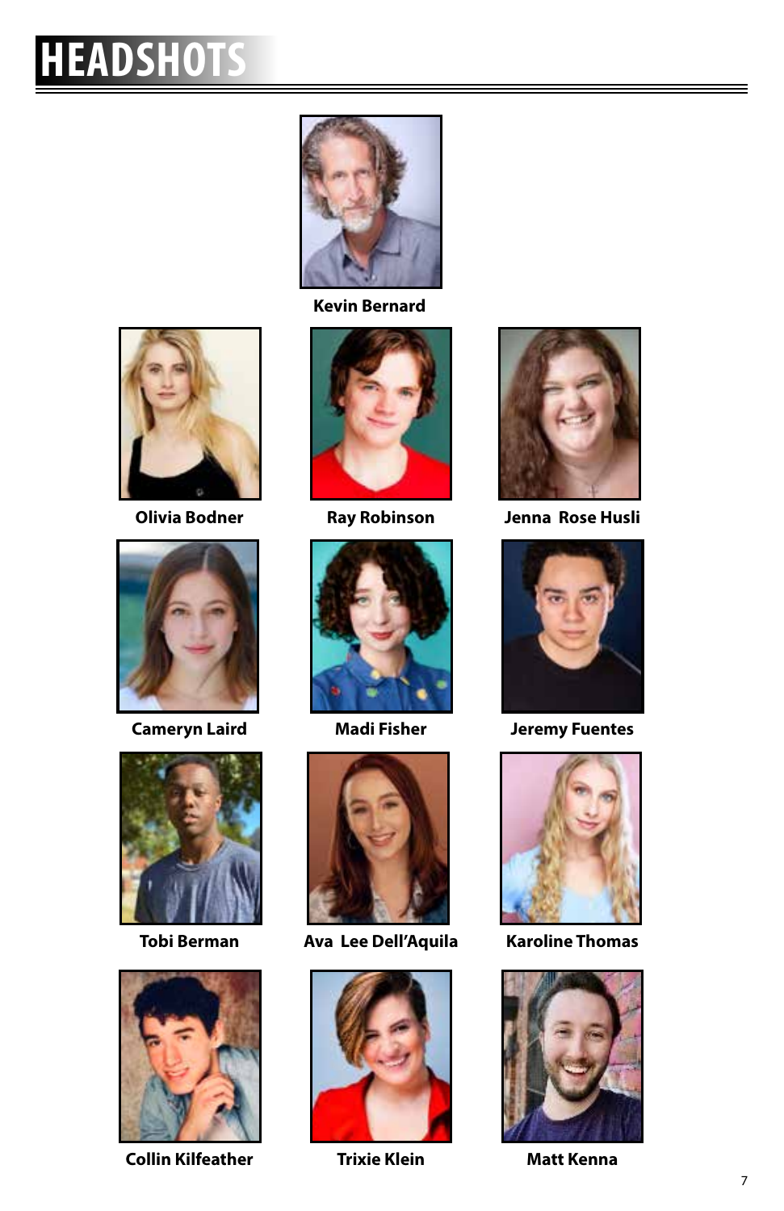# HEADSHOTS

**Kevin Bernard**

**Olivia Bodner**

**Ray Robinson**

**Jenna Rose Husli**

**Cameryn Laird**

**Madi Fisher**

**Jeremy Fuentes**

**Tobi Berman**

**Ava Lee Dell'Aquila**

**Karoline Thomas**

**Collin Kilfeather**

**Trixie Klein**

**Matt Kenna**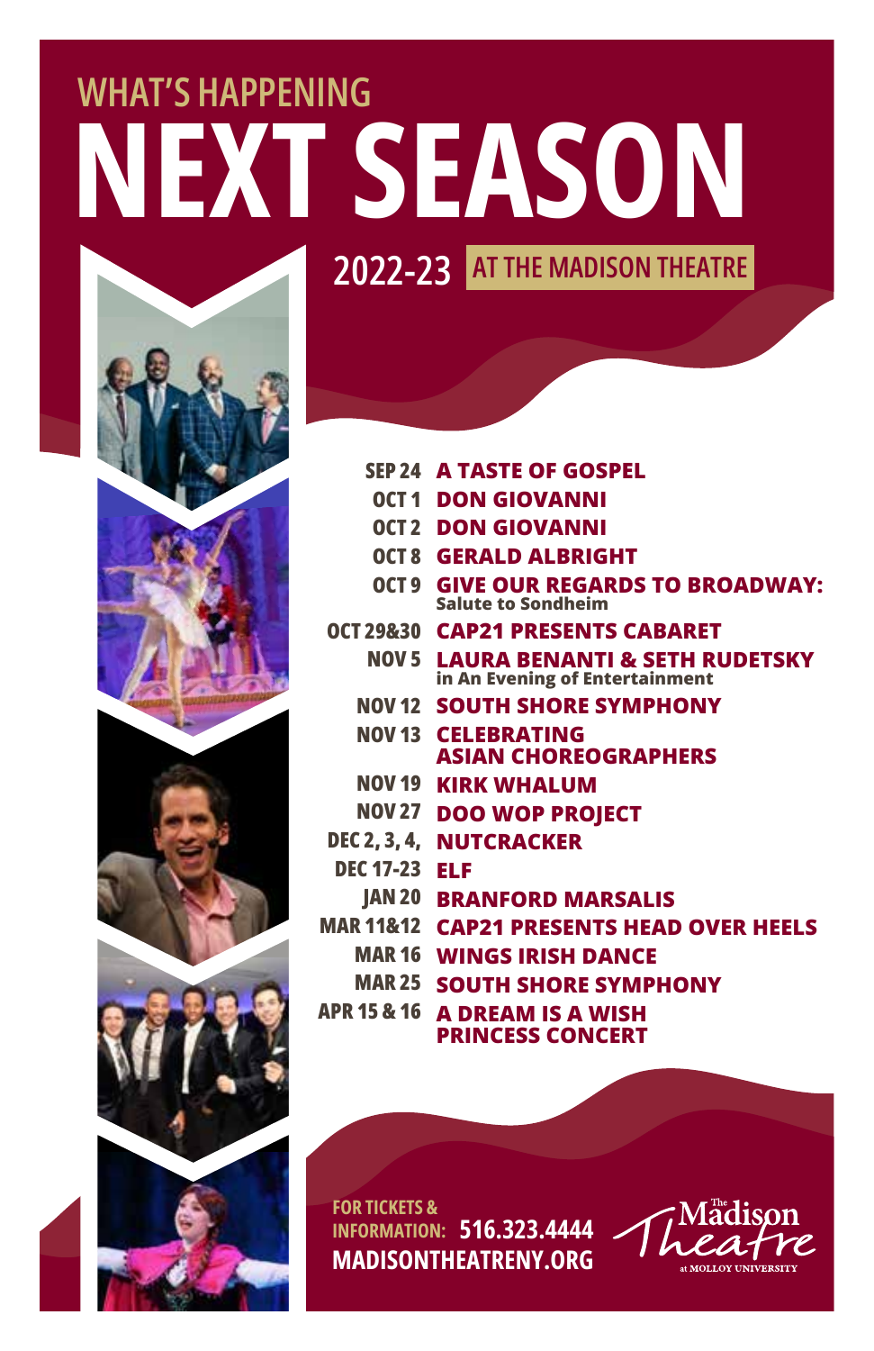## WHAT'S HAPPENING

# NEXT SEASON

**2022-23** AT THE MADISON THEATRE

| | |
|---|---|
| SEP 24 | **A TASTE OF GOSPEL** |
| OCT 1 | **DON GIOVANNI** |
| OCT 2 | **DON GIOVANNI** |
| OCT 8 | **GERALD ALBRIGHT** |
| OCT 9 | **GIVE OUR REGARDS TO BROADWAY:** Salute to Sondheim |
| OCT 29&30 | **CAP21 PRESENTS CABARET** |
| NOV 5 | **LAURA BENANTI & SETH RUDETSKY** in An Evening of Entertainment |
| NOV 12 | **SOUTH SHORE SYMPHONY** |
| NOV 13 | **CELEBRATING ASIAN CHOREOGRAPHERS** |
| NOV 19 | **KIRK WHALUM** |
| NOV 27 | **DOO WOP PROJECT** |
| DEC 2, 3, 4, | **NUTCRACKER** |
| DEC 17-23 | **ELF** |
| JAN 20 | **BRANFORD MARSALIS** |
| MAR 11&12 | **CAP21 PRESENTS HEAD OVER HEELS** |
| MAR 16 | **WINGS IRISH DANCE** |
| MAR 25 | **SOUTH SHORE SYMPHONY** |
| APR 15 & 16 | **A DREAM IS A WISH PRINCESS CONCERT** |

FOR TICKETS & INFORMATION: **516.323.4444**
**MADISONTHEATRENY.ORG**

The Madison Theatre at MOLLOY UNIVERSITY